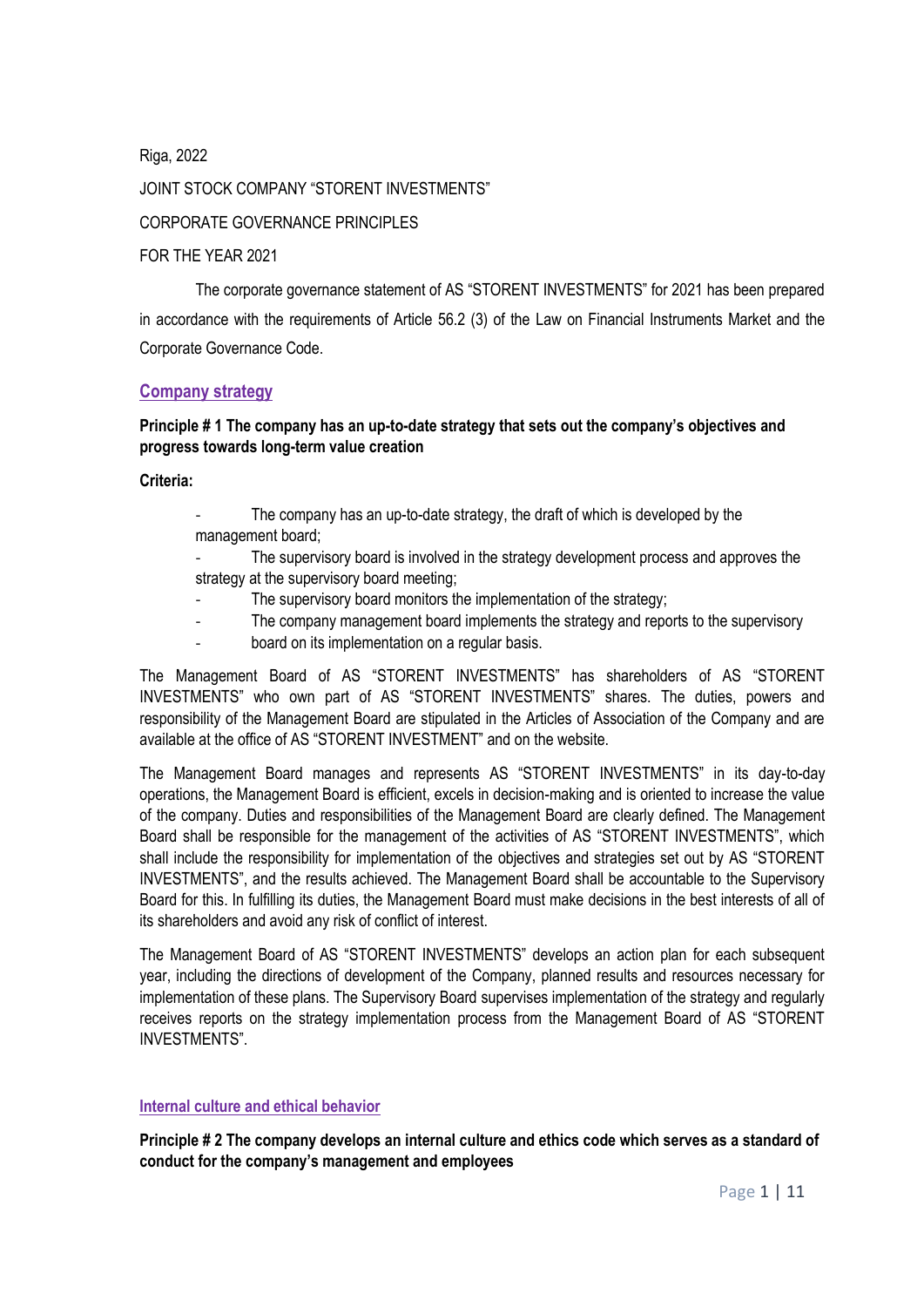Riga, 2022

JOINT STOCK COMPANY "STORENT INVESTMENTS"

CORPORATE GOVERNANCE PRINCIPLES

FOR THE YEAR 2021

The corporate governance statement of AS "STORENT INVESTMENTS" for 2021 has been prepared in accordance with the requirements of Article 56.2 (3) of the Law on Financial Instruments Market and the Corporate Governance Code.

## Company strategy

**Principle # 1 The company has an up-to-date strategy that sets out the company's objectives and progress towards long-term value creation**

**Criteria:**

- The company has an up-to-date strategy, the draft of which is developed by the management board;
- The supervisory board is involved in the strategy development process and approves the strategy at the supervisory board meeting;
- The supervisory board monitors the implementation of the strategy;
- The company management board implements the strategy and reports to the supervisory
- board on its implementation on a regular basis.

The Management Board of AS "STORENT INVESTMENTS" has shareholders of AS "STORENT INVESTMENTS" who own part of AS "STORENT INVESTMENTS" shares. The duties, powers and responsibility of the Management Board are stipulated in the Articles of Association of the Company and are available at the office of AS "STORENT INVESTMENT" and on the website.

The Management Board manages and represents AS "STORENT INVESTMENTS" in its day-to-day operations, the Management Board is efficient, excels in decision-making and is oriented to increase the value of the company. Duties and responsibilities of the Management Board are clearly defined. The Management Board shall be responsible for the management of the activities of AS "STORENT INVESTMENTS", which shall include the responsibility for implementation of the objectives and strategies set out by AS "STORENT INVESTMENTS", and the results achieved. The Management Board shall be accountable to the Supervisory Board for this. In fulfilling its duties, the Management Board must make decisions in the best interests of all of its shareholders and avoid any risk of conflict of interest.

The Management Board of AS "STORENT INVESTMENTS" develops an action plan for each subsequent year, including the directions of development of the Company, planned results and resources necessary for implementation of these plans. The Supervisory Board supervises implementation of the strategy and regularly receives reports on the strategy implementation process from the Management Board of AS "STORENT INVESTMENTS".

## Internal culture and ethical behavior

**Principle # 2 The company develops an internal culture and ethics code which serves as a standard of conduct for the company's management and employees**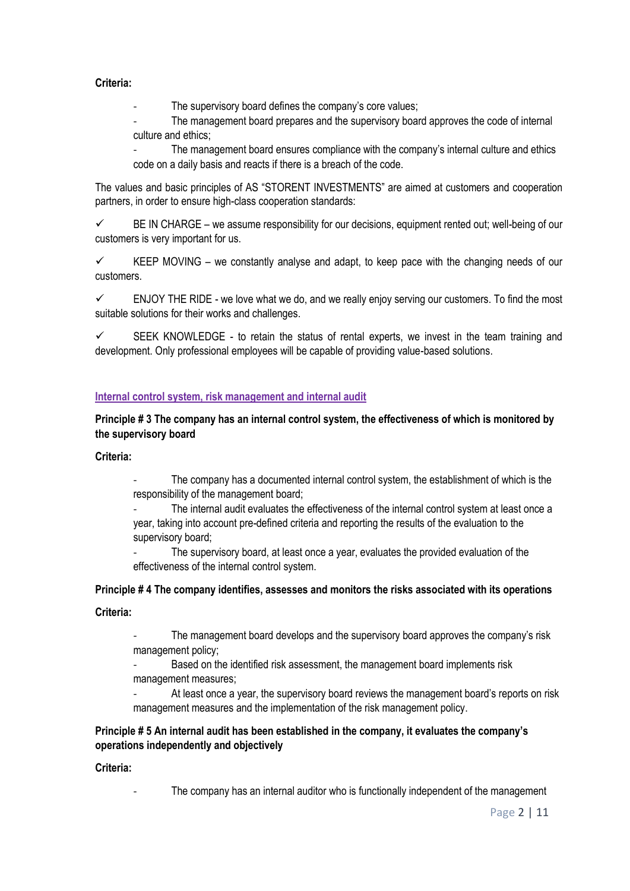**Criteria:**

- The supervisory board defines the company's core values;
- The management board prepares and the supervisory board approves the code of internal culture and ethics;
- The management board ensures compliance with the company's internal culture and ethics code on a daily basis and reacts if there is a breach of the code.

The values and basic principles of AS "STORENT INVESTMENTS" are aimed at customers and cooperation partners, in order to ensure high-class cooperation standards:

✓ BE IN CHARGE – we assume responsibility for our decisions, equipment rented out; well-being of our customers is very important for us.

✓ KEEP MOVING – we constantly analyse and adapt, to keep pace with the changing needs of our customers.

✓ ENJOY THE RIDE - we love what we do, and we really enjoy serving our customers. To find the most suitable solutions for their works and challenges.

✓ SEEK KNOWLEDGE - to retain the status of rental experts, we invest in the team training and development. Only professional employees will be capable of providing value-based solutions.

## Internal control system, risk management and internal audit

**Principle # 3 The company has an internal control system, the effectiveness of which is monitored by the supervisory board**

**Criteria:**

- The company has a documented internal control system, the establishment of which is the responsibility of the management board;
- The internal audit evaluates the effectiveness of the internal control system at least once a year, taking into account pre-defined criteria and reporting the results of the evaluation to the supervisory board;
- The supervisory board, at least once a year, evaluates the provided evaluation of the effectiveness of the internal control system.

**Principle # 4 The company identifies, assesses and monitors the risks associated with its operations**

**Criteria:**

- The management board develops and the supervisory board approves the company's risk management policy;
- Based on the identified risk assessment, the management board implements risk management measures;
- At least once a year, the supervisory board reviews the management board's reports on risk management measures and the implementation of the risk management policy.

**Principle # 5 An internal audit has been established in the company, it evaluates the company's operations independently and objectively**

**Criteria:**

- The company has an internal auditor who is functionally independent of the management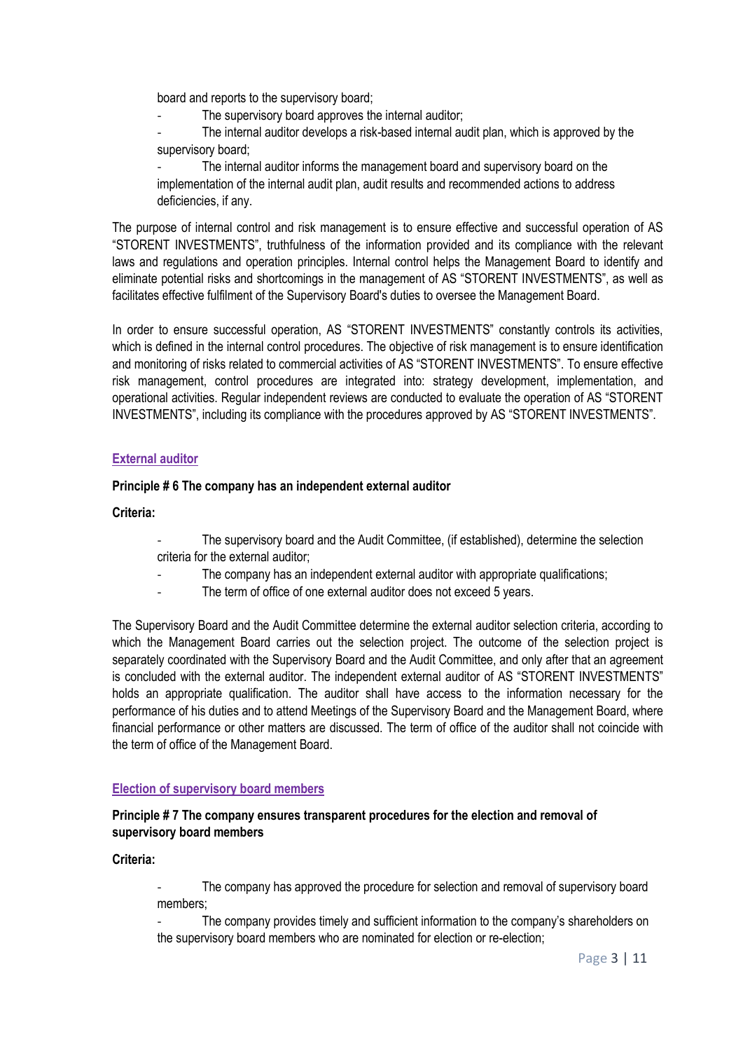board and reports to the supervisory board;

- The supervisory board approves the internal auditor;
- The internal auditor develops a risk-based internal audit plan, which is approved by the supervisory board;
- The internal auditor informs the management board and supervisory board on the implementation of the internal audit plan, audit results and recommended actions to address deficiencies, if any.

The purpose of internal control and risk management is to ensure effective and successful operation of AS "STORENT INVESTMENTS", truthfulness of the information provided and its compliance with the relevant laws and regulations and operation principles. Internal control helps the Management Board to identify and eliminate potential risks and shortcomings in the management of AS "STORENT INVESTMENTS", as well as facilitates effective fulfilment of the Supervisory Board's duties to oversee the Management Board.

In order to ensure successful operation, AS "STORENT INVESTMENTS" constantly controls its activities, which is defined in the internal control procedures. The objective of risk management is to ensure identification and monitoring of risks related to commercial activities of AS "STORENT INVESTMENTS". To ensure effective risk management, control procedures are integrated into: strategy development, implementation, and operational activities. Regular independent reviews are conducted to evaluate the operation of AS "STORENT INVESTMENTS", including its compliance with the procedures approved by AS "STORENT INVESTMENTS".

## External auditor

**Principle # 6 The company has an independent external auditor**

**Criteria:**

- The supervisory board and the Audit Committee, (if established), determine the selection criteria for the external auditor;
- The company has an independent external auditor with appropriate qualifications;
- The term of office of one external auditor does not exceed 5 years.

The Supervisory Board and the Audit Committee determine the external auditor selection criteria, according to which the Management Board carries out the selection project. The outcome of the selection project is separately coordinated with the Supervisory Board and the Audit Committee, and only after that an agreement is concluded with the external auditor. The independent external auditor of AS "STORENT INVESTMENTS" holds an appropriate qualification. The auditor shall have access to the information necessary for the performance of his duties and to attend Meetings of the Supervisory Board and the Management Board, where financial performance or other matters are discussed. The term of office of the auditor shall not coincide with the term of office of the Management Board.

## Election of supervisory board members

**Principle # 7 The company ensures transparent procedures for the election and removal of supervisory board members**

**Criteria:**

- The company has approved the procedure for selection and removal of supervisory board members;
- The company provides timely and sufficient information to the company's shareholders on the supervisory board members who are nominated for election or re-election;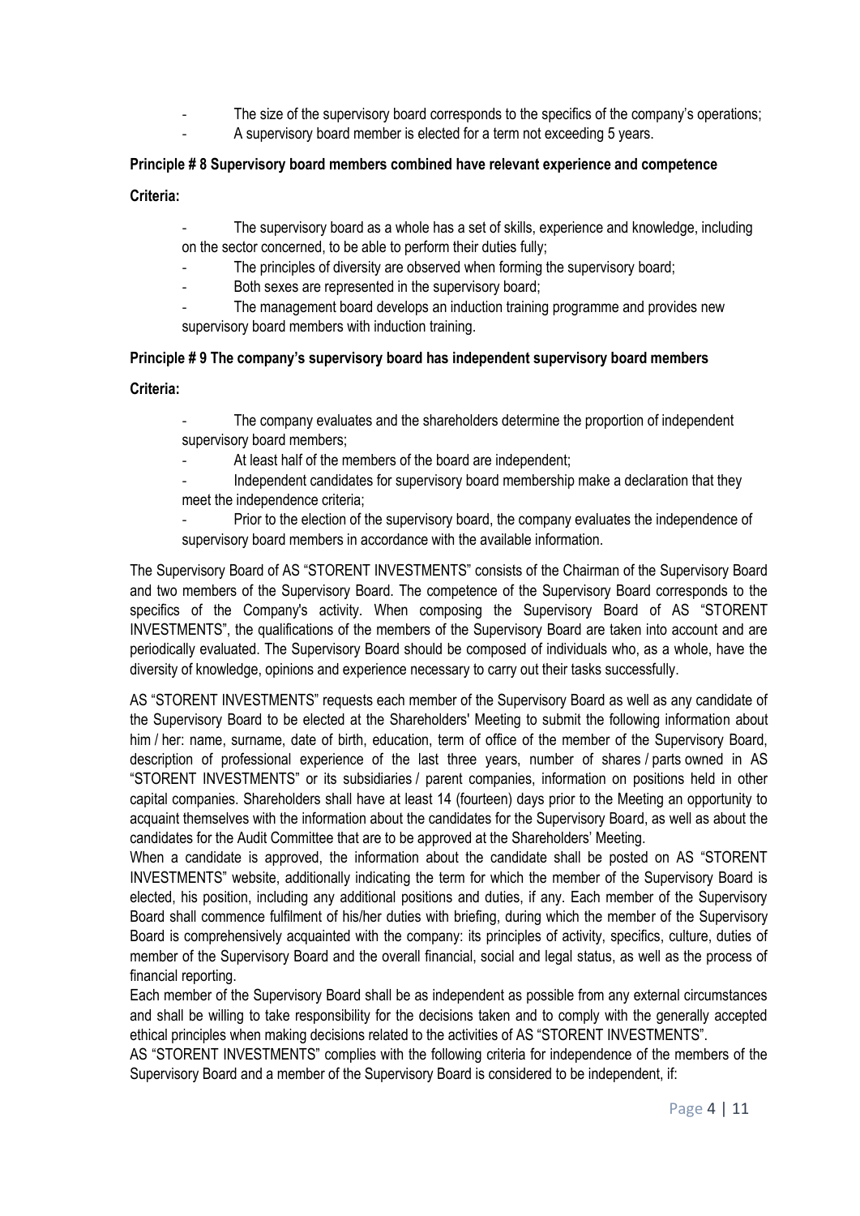- The size of the supervisory board corresponds to the specifics of the company's operations;
- A supervisory board member is elected for a term not exceeding 5 years.

**Principle # 8 Supervisory board members combined have relevant experience and competence**

**Criteria:**

- The supervisory board as a whole has a set of skills, experience and knowledge, including on the sector concerned, to be able to perform their duties fully;
- The principles of diversity are observed when forming the supervisory board;
- Both sexes are represented in the supervisory board;
- The management board develops an induction training programme and provides new supervisory board members with induction training.

**Principle # 9 The company's supervisory board has independent supervisory board members**

**Criteria:**

- The company evaluates and the shareholders determine the proportion of independent supervisory board members;
- At least half of the members of the board are independent;
- Independent candidates for supervisory board membership make a declaration that they meet the independence criteria;
- Prior to the election of the supervisory board, the company evaluates the independence of supervisory board members in accordance with the available information.

The Supervisory Board of AS "STORENT INVESTMENTS" consists of the Chairman of the Supervisory Board and two members of the Supervisory Board. The competence of the Supervisory Board corresponds to the specifics of the Company's activity. When composing the Supervisory Board of AS "STORENT INVESTMENTS", the qualifications of the members of the Supervisory Board are taken into account and are periodically evaluated. The Supervisory Board should be composed of individuals who, as a whole, have the diversity of knowledge, opinions and experience necessary to carry out their tasks successfully.

AS "STORENT INVESTMENTS" requests each member of the Supervisory Board as well as any candidate of the Supervisory Board to be elected at the Shareholders' Meeting to submit the following information about him / her: name, surname, date of birth, education, term of office of the member of the Supervisory Board, description of professional experience of the last three years, number of shares / parts owned in AS "STORENT INVESTMENTS" or its subsidiaries / parent companies, information on positions held in other capital companies. Shareholders shall have at least 14 (fourteen) days prior to the Meeting an opportunity to acquaint themselves with the information about the candidates for the Supervisory Board, as well as about the candidates for the Audit Committee that are to be approved at the Shareholders' Meeting.

When a candidate is approved, the information about the candidate shall be posted on AS "STORENT INVESTMENTS" website, additionally indicating the term for which the member of the Supervisory Board is elected, his position, including any additional positions and duties, if any. Each member of the Supervisory Board shall commence fulfilment of his/her duties with briefing, during which the member of the Supervisory Board is comprehensively acquainted with the company: its principles of activity, specifics, culture, duties of member of the Supervisory Board and the overall financial, social and legal status, as well as the process of financial reporting.

Each member of the Supervisory Board shall be as independent as possible from any external circumstances and shall be willing to take responsibility for the decisions taken and to comply with the generally accepted ethical principles when making decisions related to the activities of AS "STORENT INVESTMENTS".

AS "STORENT INVESTMENTS" complies with the following criteria for independence of the members of the Supervisory Board and a member of the Supervisory Board is considered to be independent, if: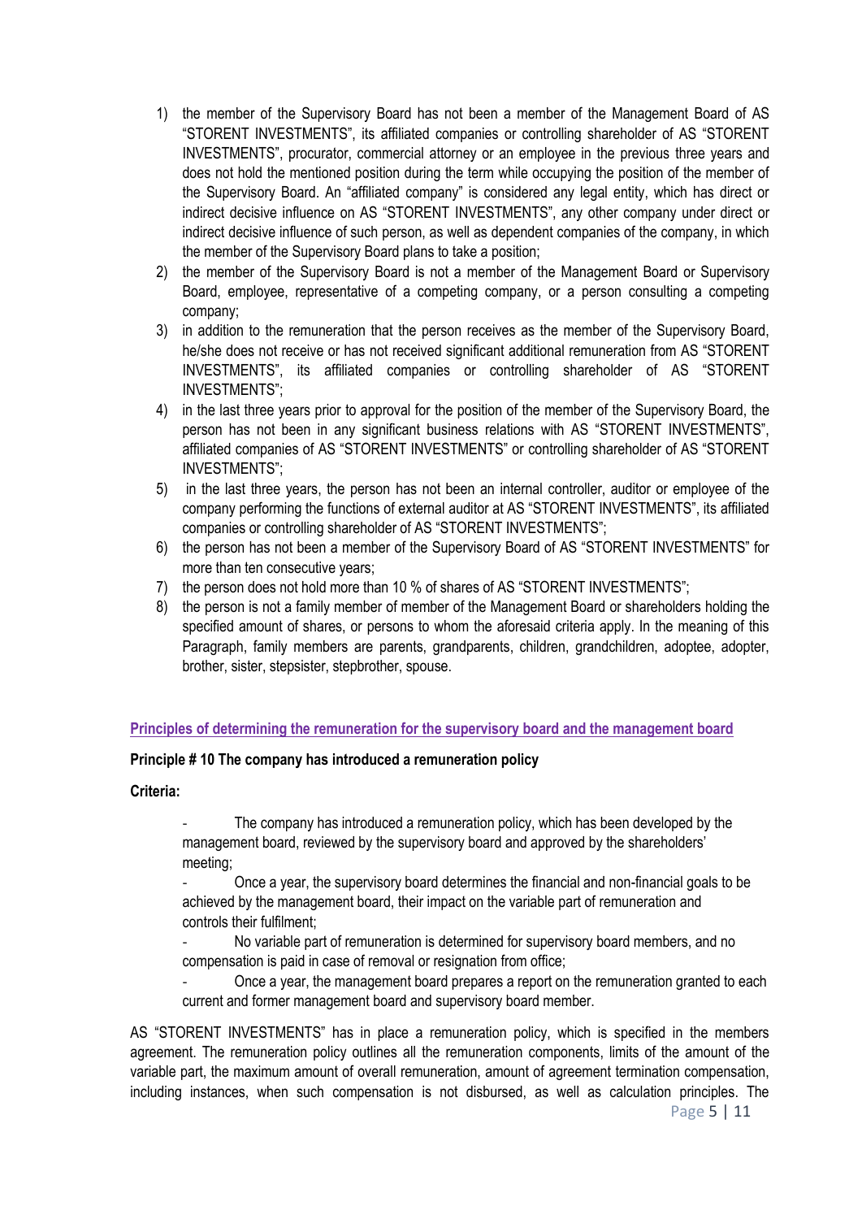1) the member of the Supervisory Board has not been a member of the Management Board of AS "STORENT INVESTMENTS", its affiliated companies or controlling shareholder of AS "STORENT INVESTMENTS", procurator, commercial attorney or an employee in the previous three years and does not hold the mentioned position during the term while occupying the position of the member of the Supervisory Board. An "affiliated company" is considered any legal entity, which has direct or indirect decisive influence on AS "STORENT INVESTMENTS", any other company under direct or indirect decisive influence of such person, as well as dependent companies of the company, in which the member of the Supervisory Board plans to take a position;
2) the member of the Supervisory Board is not a member of the Management Board or Supervisory Board, employee, representative of a competing company, or a person consulting a competing company;
3) in addition to the remuneration that the person receives as the member of the Supervisory Board, he/she does not receive or has not received significant additional remuneration from AS "STORENT INVESTMENTS", its affiliated companies or controlling shareholder of AS "STORENT INVESTMENTS";
4) in the last three years prior to approval for the position of the member of the Supervisory Board, the person has not been in any significant business relations with AS "STORENT INVESTMENTS", affiliated companies of AS "STORENT INVESTMENTS" or controlling shareholder of AS "STORENT INVESTMENTS";
5) in the last three years, the person has not been an internal controller, auditor or employee of the company performing the functions of external auditor at AS "STORENT INVESTMENTS", its affiliated companies or controlling shareholder of AS "STORENT INVESTMENTS";
6) the person has not been a member of the Supervisory Board of AS "STORENT INVESTMENTS" for more than ten consecutive years;
7) the person does not hold more than 10 % of shares of AS "STORENT INVESTMENTS";
8) the person is not a family member of member of the Management Board or shareholders holding the specified amount of shares, or persons to whom the aforesaid criteria apply. In the meaning of this Paragraph, family members are parents, grandparents, children, grandchildren, adoptee, adopter, brother, sister, stepsister, stepbrother, spouse.

## Principles of determining the remuneration for the supervisory board and the management board

### Principle # 10 The company has introduced a remuneration policy

**Criteria:**

- The company has introduced a remuneration policy, which has been developed by the management board, reviewed by the supervisory board and approved by the shareholders' meeting;
- Once a year, the supervisory board determines the financial and non-financial goals to be achieved by the management board, their impact on the variable part of remuneration and controls their fulfilment;
- No variable part of remuneration is determined for supervisory board members, and no compensation is paid in case of removal or resignation from office;
- Once a year, the management board prepares a report on the remuneration granted to each current and former management board and supervisory board member.

AS "STORENT INVESTMENTS" has in place a remuneration policy, which is specified in the members agreement. The remuneration policy outlines all the remuneration components, limits of the amount of the variable part, the maximum amount of overall remuneration, amount of agreement termination compensation, including instances, when such compensation is not disbursed, as well as calculation principles. The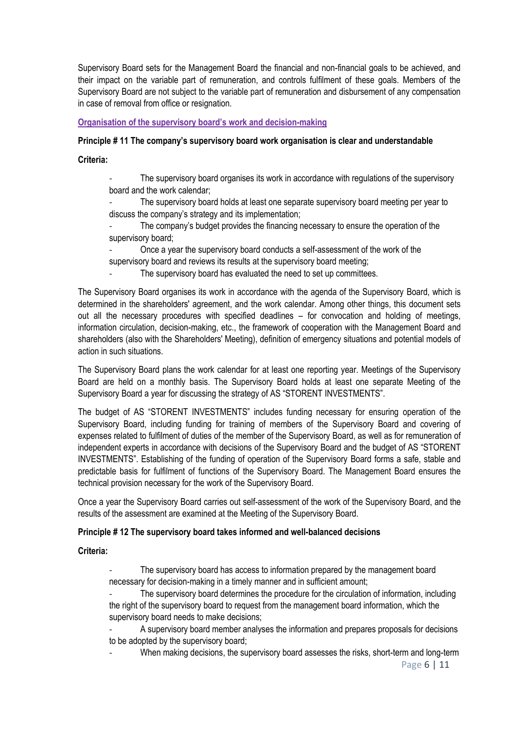Supervisory Board sets for the Management Board the financial and non-financial goals to be achieved, and their impact on the variable part of remuneration, and controls fulfilment of these goals. Members of the Supervisory Board are not subject to the variable part of remuneration and disbursement of any compensation in case of removal from office or resignation.

## Organisation of the supervisory board's work and decision-making

### Principle # 11 The company's supervisory board work organisation is clear and understandable

**Criteria:**

- The supervisory board organises its work in accordance with regulations of the supervisory board and the work calendar;
- The supervisory board holds at least one separate supervisory board meeting per year to discuss the company's strategy and its implementation;
- The company's budget provides the financing necessary to ensure the operation of the supervisory board;
- Once a year the supervisory board conducts a self-assessment of the work of the supervisory board and reviews its results at the supervisory board meeting;
- The supervisory board has evaluated the need to set up committees.

The Supervisory Board organises its work in accordance with the agenda of the Supervisory Board, which is determined in the shareholders' agreement, and the work calendar. Among other things, this document sets out all the necessary procedures with specified deadlines – for convocation and holding of meetings, information circulation, decision-making, etc., the framework of cooperation with the Management Board and shareholders (also with the Shareholders' Meeting), definition of emergency situations and potential models of action in such situations.

The Supervisory Board plans the work calendar for at least one reporting year. Meetings of the Supervisory Board are held on a monthly basis. The Supervisory Board holds at least one separate Meeting of the Supervisory Board a year for discussing the strategy of AS "STORENT INVESTMENTS".

The budget of AS "STORENT INVESTMENTS" includes funding necessary for ensuring operation of the Supervisory Board, including funding for training of members of the Supervisory Board and covering of expenses related to fulfilment of duties of the member of the Supervisory Board, as well as for remuneration of independent experts in accordance with decisions of the Supervisory Board and the budget of AS "STORENT INVESTMENTS". Establishing of the funding of operation of the Supervisory Board forms a safe, stable and predictable basis for fulfilment of functions of the Supervisory Board. The Management Board ensures the technical provision necessary for the work of the Supervisory Board.

Once a year the Supervisory Board carries out self-assessment of the work of the Supervisory Board, and the results of the assessment are examined at the Meeting of the Supervisory Board.

### Principle # 12 The supervisory board takes informed and well-balanced decisions

**Criteria:**

- The supervisory board has access to information prepared by the management board necessary for decision-making in a timely manner and in sufficient amount;
- The supervisory board determines the procedure for the circulation of information, including the right of the supervisory board to request from the management board information, which the supervisory board needs to make decisions;
- A supervisory board member analyses the information and prepares proposals for decisions to be adopted by the supervisory board;
- When making decisions, the supervisory board assesses the risks, short-term and long-term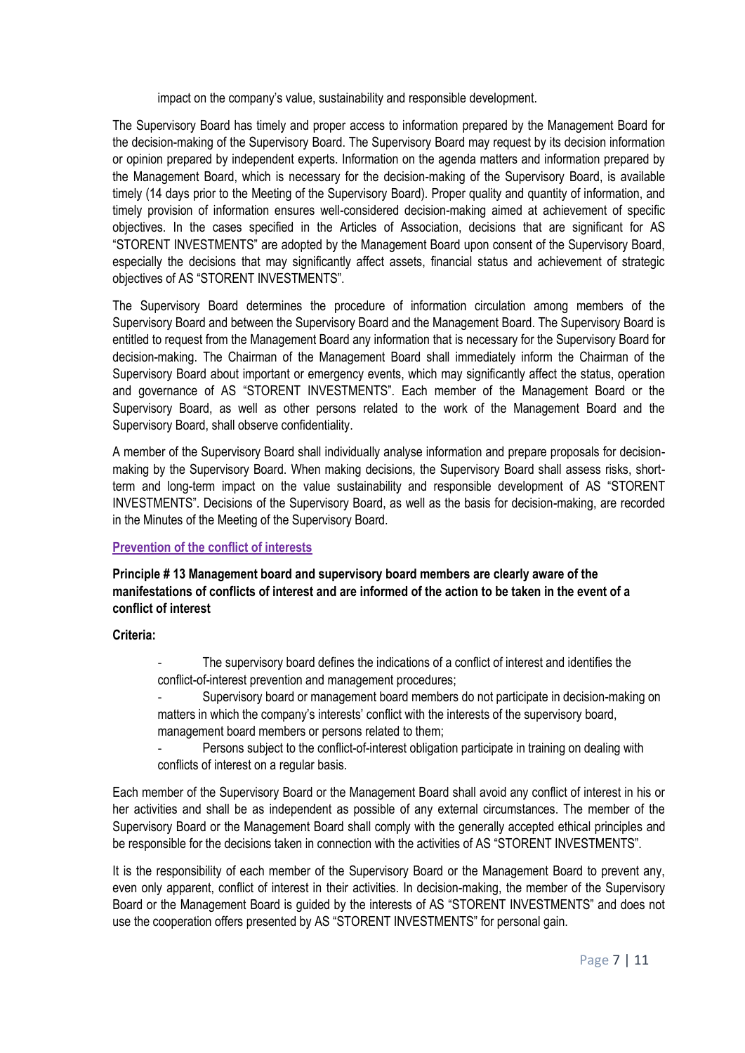impact on the company's value, sustainability and responsible development.

The Supervisory Board has timely and proper access to information prepared by the Management Board for the decision-making of the Supervisory Board. The Supervisory Board may request by its decision information or opinion prepared by independent experts. Information on the agenda matters and information prepared by the Management Board, which is necessary for the decision-making of the Supervisory Board, is available timely (14 days prior to the Meeting of the Supervisory Board). Proper quality and quantity of information, and timely provision of information ensures well-considered decision-making aimed at achievement of specific objectives. In the cases specified in the Articles of Association, decisions that are significant for AS "STORENT INVESTMENTS" are adopted by the Management Board upon consent of the Supervisory Board, especially the decisions that may significantly affect assets, financial status and achievement of strategic objectives of AS "STORENT INVESTMENTS".

The Supervisory Board determines the procedure of information circulation among members of the Supervisory Board and between the Supervisory Board and the Management Board. The Supervisory Board is entitled to request from the Management Board any information that is necessary for the Supervisory Board for decision-making. The Chairman of the Management Board shall immediately inform the Chairman of the Supervisory Board about important or emergency events, which may significantly affect the status, operation and governance of AS "STORENT INVESTMENTS". Each member of the Management Board or the Supervisory Board, as well as other persons related to the work of the Management Board and the Supervisory Board, shall observe confidentiality.

A member of the Supervisory Board shall individually analyse information and prepare proposals for decision-making by the Supervisory Board. When making decisions, the Supervisory Board shall assess risks, short-term and long-term impact on the value sustainability and responsible development of AS "STORENT INVESTMENTS". Decisions of the Supervisory Board, as well as the basis for decision-making, are recorded in the Minutes of the Meeting of the Supervisory Board.

## Prevention of the conflict of interests

**Principle # 13 Management board and supervisory board members are clearly aware of the manifestations of conflicts of interest and are informed of the action to be taken in the event of a conflict of interest**

**Criteria:**

- The supervisory board defines the indications of a conflict of interest and identifies the conflict-of-interest prevention and management procedures;
- Supervisory board or management board members do not participate in decision-making on matters in which the company's interests' conflict with the interests of the supervisory board, management board members or persons related to them;
- Persons subject to the conflict-of-interest obligation participate in training on dealing with conflicts of interest on a regular basis.

Each member of the Supervisory Board or the Management Board shall avoid any conflict of interest in his or her activities and shall be as independent as possible of any external circumstances. The member of the Supervisory Board or the Management Board shall comply with the generally accepted ethical principles and be responsible for the decisions taken in connection with the activities of AS "STORENT INVESTMENTS".

It is the responsibility of each member of the Supervisory Board or the Management Board to prevent any, even only apparent, conflict of interest in their activities. In decision-making, the member of the Supervisory Board or the Management Board is guided by the interests of AS "STORENT INVESTMENTS" and does not use the cooperation offers presented by AS "STORENT INVESTMENTS" for personal gain.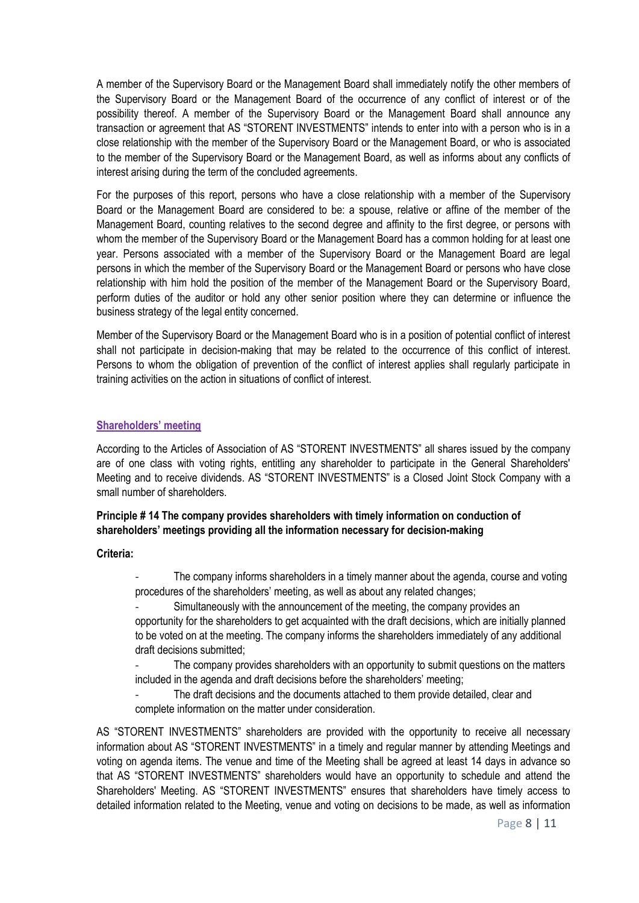A member of the Supervisory Board or the Management Board shall immediately notify the other members of the Supervisory Board or the Management Board of the occurrence of any conflict of interest or of the possibility thereof. A member of the Supervisory Board or the Management Board shall announce any transaction or agreement that AS "STORENT INVESTMENTS" intends to enter into with a person who is in a close relationship with the member of the Supervisory Board or the Management Board, or who is associated to the member of the Supervisory Board or the Management Board, as well as informs about any conflicts of interest arising during the term of the concluded agreements.

For the purposes of this report, persons who have a close relationship with a member of the Supervisory Board or the Management Board are considered to be: a spouse, relative or affine of the member of the Management Board, counting relatives to the second degree and affinity to the first degree, or persons with whom the member of the Supervisory Board or the Management Board has a common holding for at least one year. Persons associated with a member of the Supervisory Board or the Management Board are legal persons in which the member of the Supervisory Board or the Management Board or persons who have close relationship with him hold the position of the member of the Management Board or the Supervisory Board, perform duties of the auditor or hold any other senior position where they can determine or influence the business strategy of the legal entity concerned.

Member of the Supervisory Board or the Management Board who is in a position of potential conflict of interest shall not participate in decision-making that may be related to the occurrence of this conflict of interest. Persons to whom the obligation of prevention of the conflict of interest applies shall regularly participate in training activities on the action in situations of conflict of interest.

## Shareholders' meeting

According to the Articles of Association of AS "STORENT INVESTMENTS" all shares issued by the company are of one class with voting rights, entitling any shareholder to participate in the General Shareholders' Meeting and to receive dividends. AS "STORENT INVESTMENTS" is a Closed Joint Stock Company with a small number of shareholders.

**Principle # 14 The company provides shareholders with timely information on conduction of shareholders' meetings providing all the information necessary for decision-making**

**Criteria:**

- The company informs shareholders in a timely manner about the agenda, course and voting procedures of the shareholders' meeting, as well as about any related changes;
- Simultaneously with the announcement of the meeting, the company provides an opportunity for the shareholders to get acquainted with the draft decisions, which are initially planned to be voted on at the meeting. The company informs the shareholders immediately of any additional draft decisions submitted;
- The company provides shareholders with an opportunity to submit questions on the matters included in the agenda and draft decisions before the shareholders' meeting;
- The draft decisions and the documents attached to them provide detailed, clear and complete information on the matter under consideration.

AS "STORENT INVESTMENTS" shareholders are provided with the opportunity to receive all necessary information about AS "STORENT INVESTMENTS" in a timely and regular manner by attending Meetings and voting on agenda items. The venue and time of the Meeting shall be agreed at least 14 days in advance so that AS "STORENT INVESTMENTS" shareholders would have an opportunity to schedule and attend the Shareholders' Meeting. AS "STORENT INVESTMENTS" ensures that shareholders have timely access to detailed information related to the Meeting, venue and voting on decisions to be made, as well as information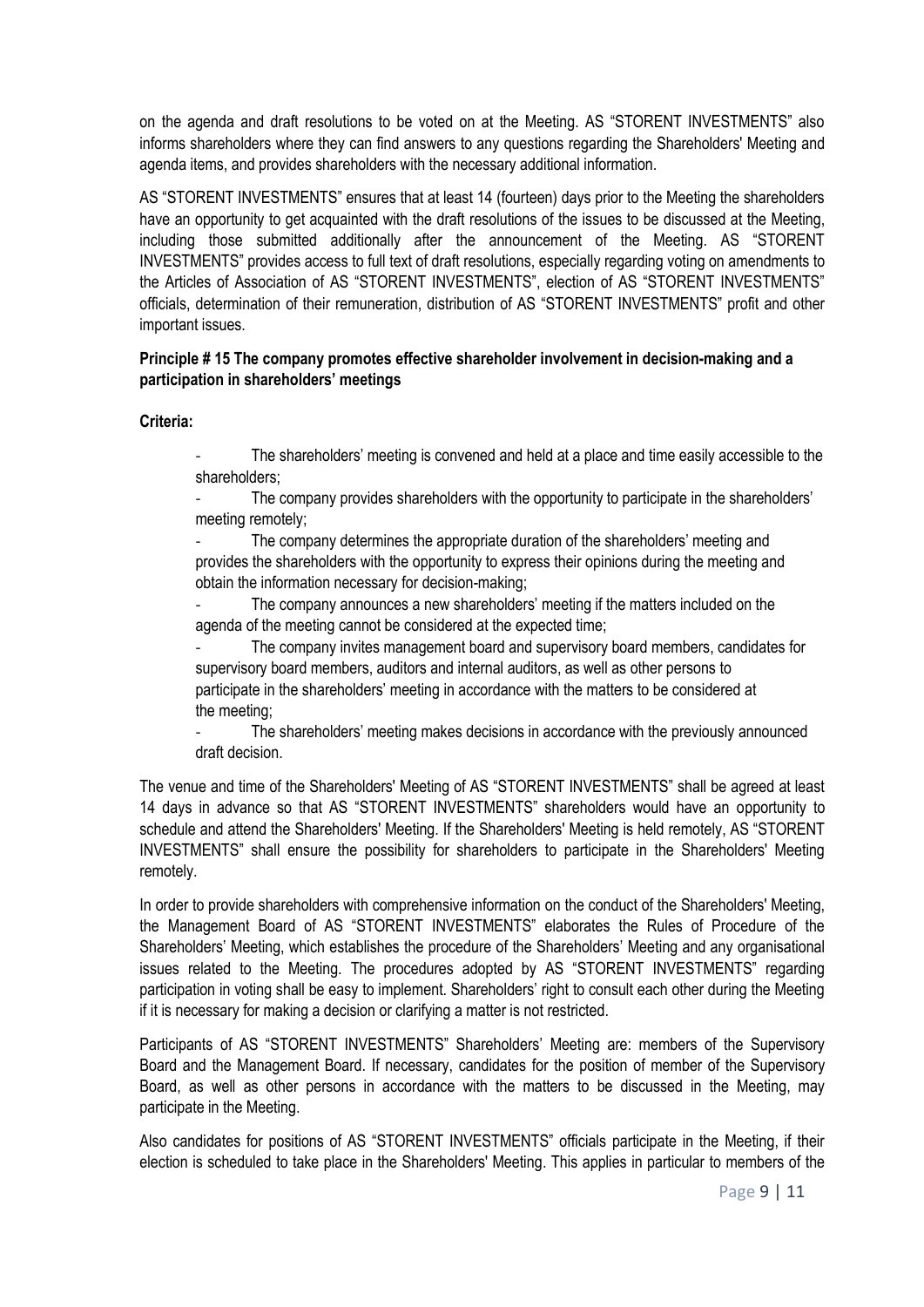on the agenda and draft resolutions to be voted on at the Meeting. AS "STORENT INVESTMENTS" also informs shareholders where they can find answers to any questions regarding the Shareholders' Meeting and agenda items, and provides shareholders with the necessary additional information.

AS "STORENT INVESTMENTS" ensures that at least 14 (fourteen) days prior to the Meeting the shareholders have an opportunity to get acquainted with the draft resolutions of the issues to be discussed at the Meeting, including those submitted additionally after the announcement of the Meeting. AS "STORENT INVESTMENTS" provides access to full text of draft resolutions, especially regarding voting on amendments to the Articles of Association of AS "STORENT INVESTMENTS", election of AS "STORENT INVESTMENTS" officials, determination of their remuneration, distribution of AS "STORENT INVESTMENTS" profit and other important issues.

**Principle # 15 The company promotes effective shareholder involvement in decision-making and a participation in shareholders' meetings**

**Criteria:**

- The shareholders' meeting is convened and held at a place and time easily accessible to the shareholders;
- The company provides shareholders with the opportunity to participate in the shareholders' meeting remotely;
- The company determines the appropriate duration of the shareholders' meeting and provides the shareholders with the opportunity to express their opinions during the meeting and obtain the information necessary for decision-making;
- The company announces a new shareholders' meeting if the matters included on the agenda of the meeting cannot be considered at the expected time;
- The company invites management board and supervisory board members, candidates for supervisory board members, auditors and internal auditors, as well as other persons to participate in the shareholders' meeting in accordance with the matters to be considered at the meeting;
- The shareholders' meeting makes decisions in accordance with the previously announced draft decision.

The venue and time of the Shareholders' Meeting of AS "STORENT INVESTMENTS" shall be agreed at least 14 days in advance so that AS "STORENT INVESTMENTS" shareholders would have an opportunity to schedule and attend the Shareholders' Meeting. If the Shareholders' Meeting is held remotely, AS "STORENT INVESTMENTS" shall ensure the possibility for shareholders to participate in the Shareholders' Meeting remotely.

In order to provide shareholders with comprehensive information on the conduct of the Shareholders' Meeting, the Management Board of AS "STORENT INVESTMENTS" elaborates the Rules of Procedure of the Shareholders' Meeting, which establishes the procedure of the Shareholders' Meeting and any organisational issues related to the Meeting. The procedures adopted by AS "STORENT INVESTMENTS" regarding participation in voting shall be easy to implement. Shareholders' right to consult each other during the Meeting if it is necessary for making a decision or clarifying a matter is not restricted.

Participants of AS "STORENT INVESTMENTS" Shareholders' Meeting are: members of the Supervisory Board and the Management Board. If necessary, candidates for the position of member of the Supervisory Board, as well as other persons in accordance with the matters to be discussed in the Meeting, may participate in the Meeting.

Also candidates for positions of AS "STORENT INVESTMENTS" officials participate in the Meeting, if their election is scheduled to take place in the Shareholders' Meeting. This applies in particular to members of the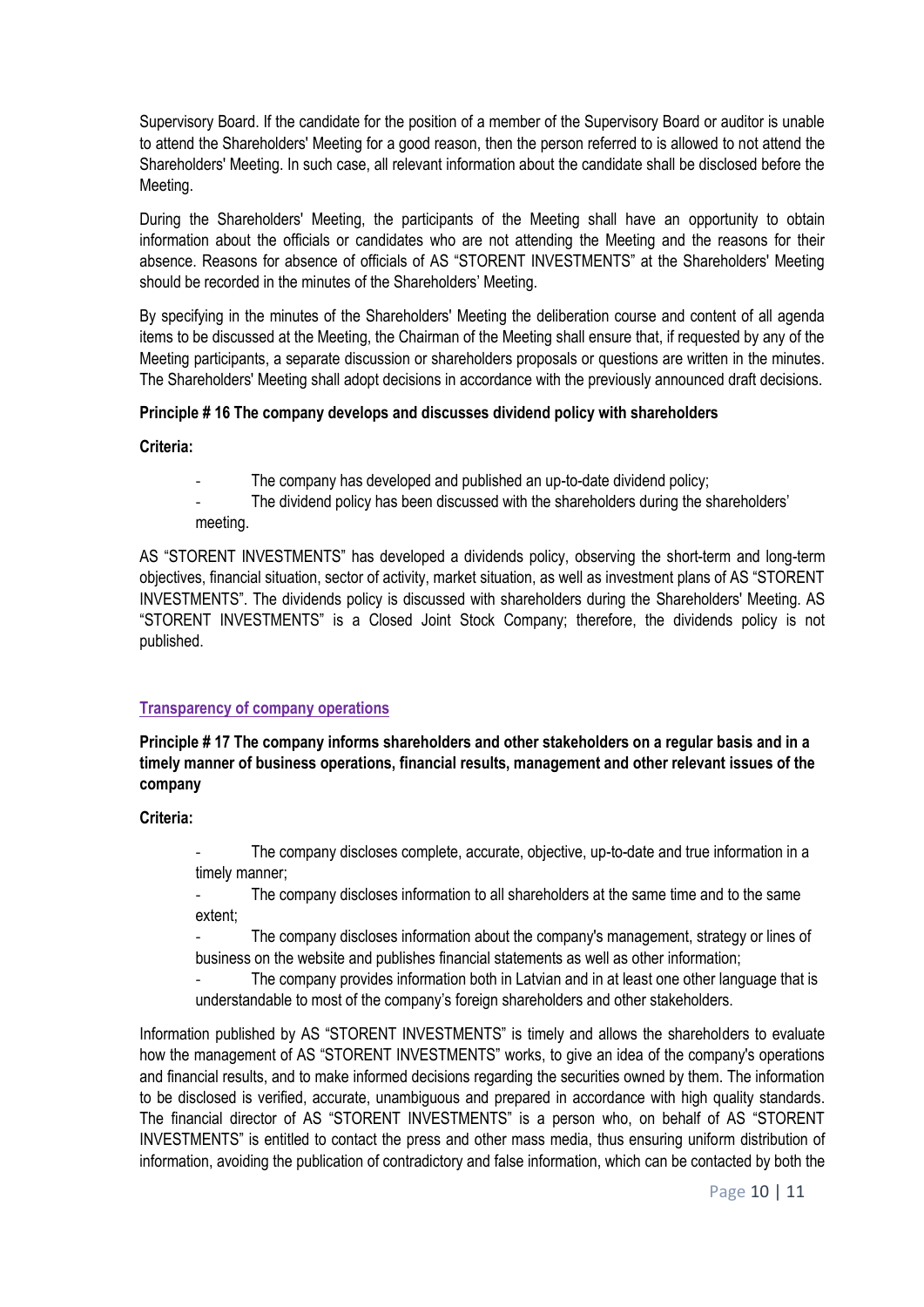Supervisory Board. If the candidate for the position of a member of the Supervisory Board or auditor is unable to attend the Shareholders' Meeting for a good reason, then the person referred to is allowed to not attend the Shareholders' Meeting. In such case, all relevant information about the candidate shall be disclosed before the Meeting.

During the Shareholders' Meeting, the participants of the Meeting shall have an opportunity to obtain information about the officials or candidates who are not attending the Meeting and the reasons for their absence. Reasons for absence of officials of AS "STORENT INVESTMENTS" at the Shareholders' Meeting should be recorded in the minutes of the Shareholders' Meeting.

By specifying in the minutes of the Shareholders' Meeting the deliberation course and content of all agenda items to be discussed at the Meeting, the Chairman of the Meeting shall ensure that, if requested by any of the Meeting participants, a separate discussion or shareholders proposals or questions are written in the minutes. The Shareholders' Meeting shall adopt decisions in accordance with the previously announced draft decisions.

**Principle # 16 The company develops and discusses dividend policy with shareholders**

**Criteria:**

- The company has developed and published an up-to-date dividend policy;
- The dividend policy has been discussed with the shareholders during the shareholders' meeting.

AS "STORENT INVESTMENTS" has developed a dividends policy, observing the short-term and long-term objectives, financial situation, sector of activity, market situation, as well as investment plans of AS "STORENT INVESTMENTS". The dividends policy is discussed with shareholders during the Shareholders' Meeting. AS "STORENT INVESTMENTS" is a Closed Joint Stock Company; therefore, the dividends policy is not published.

## Transparency of company operations

**Principle # 17 The company informs shareholders and other stakeholders on a regular basis and in a timely manner of business operations, financial results, management and other relevant issues of the company**

**Criteria:**

- The company discloses complete, accurate, objective, up-to-date and true information in a timely manner;
- The company discloses information to all shareholders at the same time and to the same extent;
- The company discloses information about the company's management, strategy or lines of business on the website and publishes financial statements as well as other information;
- The company provides information both in Latvian and in at least one other language that is understandable to most of the company's foreign shareholders and other stakeholders.

Information published by AS "STORENT INVESTMENTS" is timely and allows the shareholders to evaluate how the management of AS "STORENT INVESTMENTS" works, to give an idea of the company's operations and financial results, and to make informed decisions regarding the securities owned by them. The information to be disclosed is verified, accurate, unambiguous and prepared in accordance with high quality standards. The financial director of AS "STORENT INVESTMENTS" is a person who, on behalf of AS "STORENT INVESTMENTS" is entitled to contact the press and other mass media, thus ensuring uniform distribution of information, avoiding the publication of contradictory and false information, which can be contacted by both the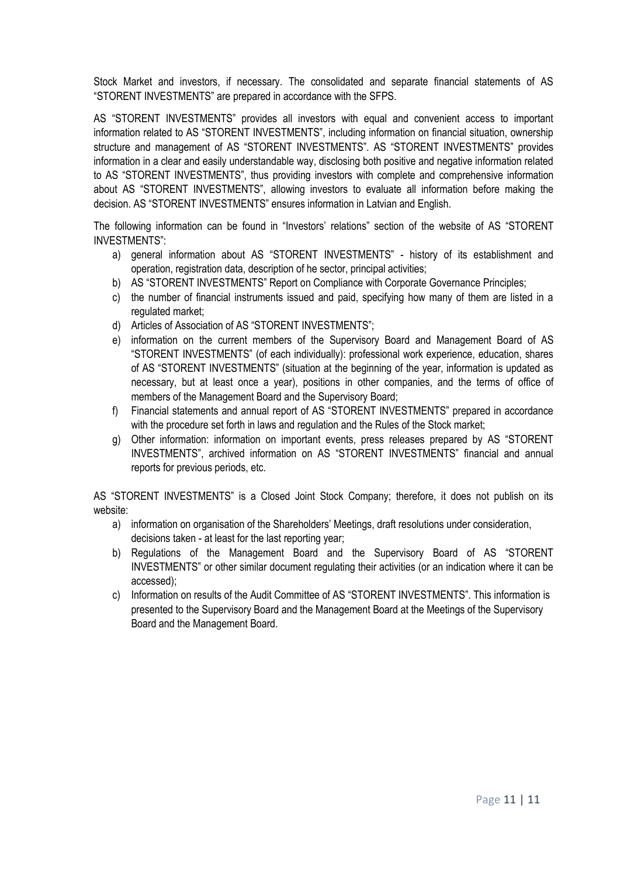Stock Market and investors, if necessary. The consolidated and separate financial statements of AS "STORENT INVESTMENTS" are prepared in accordance with the SFPS.

AS "STORENT INVESTMENTS" provides all investors with equal and convenient access to important information related to AS "STORENT INVESTMENTS", including information on financial situation, ownership structure and management of AS "STORENT INVESTMENTS". AS "STORENT INVESTMENTS" provides information in a clear and easily understandable way, disclosing both positive and negative information related to AS "STORENT INVESTMENTS", thus providing investors with complete and comprehensive information about AS "STORENT INVESTMENTS", allowing investors to evaluate all information before making the decision. AS "STORENT INVESTMENTS" ensures information in Latvian and English.

The following information can be found in "Investors' relations" section of the website of AS "STORENT INVESTMENTS":

a) general information about AS "STORENT INVESTMENTS" - history of its establishment and operation, registration data, description of he sector, principal activities;
b) AS "STORENT INVESTMENTS" Report on Compliance with Corporate Governance Principles;
c) the number of financial instruments issued and paid, specifying how many of them are listed in a regulated market;
d) Articles of Association of AS "STORENT INVESTMENTS";
e) information on the current members of the Supervisory Board and Management Board of AS "STORENT INVESTMENTS" (of each individually): professional work experience, education, shares of AS "STORENT INVESTMENTS" (situation at the beginning of the year, information is updated as necessary, but at least once a year), positions in other companies, and the terms of office of members of the Management Board and the Supervisory Board;
f) Financial statements and annual report of AS "STORENT INVESTMENTS" prepared in accordance with the procedure set forth in laws and regulation and the Rules of the Stock market;
g) Other information: information on important events, press releases prepared by AS "STORENT INVESTMENTS", archived information on AS "STORENT INVESTMENTS" financial and annual reports for previous periods, etc.

AS "STORENT INVESTMENTS" is a Closed Joint Stock Company; therefore, it does not publish on its website:

a) information on organisation of the Shareholders' Meetings, draft resolutions under consideration, decisions taken - at least for the last reporting year;
b) Regulations of the Management Board and the Supervisory Board of AS "STORENT INVESTMENTS" or other similar document regulating their activities (or an indication where it can be accessed);
c) Information on results of the Audit Committee of AS "STORENT INVESTMENTS". This information is presented to the Supervisory Board and the Management Board at the Meetings of the Supervisory Board and the Management Board.